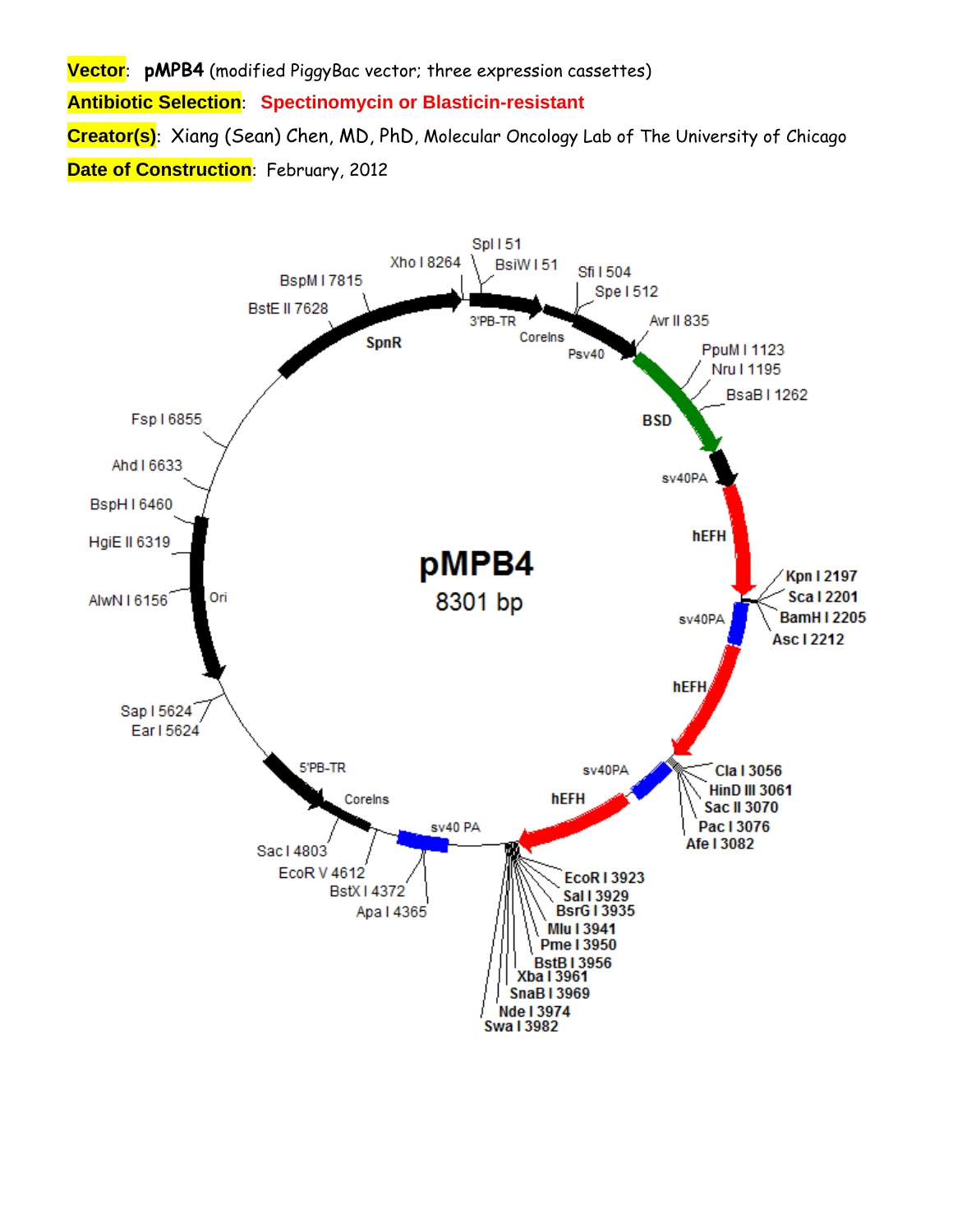**Vector**: **pMPB4** (modified PiggyBac vector; three expression cassettes)

**Antibiotic Selection**: **Spectinomycin or Blasticin-resistant**

**Creator(s)**: Xiang (Sean) Chen, MD, PhD, Molecular Oncology Lab of The University of Chicago

**Date of Construction**: February, 2012

pMPB4

8301 bp

Spl I 51
BsiW I 51
Xho I 8264
Sfi I 504
Spe I 512
BspM I 7815
BstE II 7628
3'PB-TR
CoreIns
Psv40
Avr II 835
PpuM I 1123
Nru I 1195
BsaB I 1262
SpnR
BSD
Fsp I 6855
Ahd I 6633
BspH I 6460
HgiE II 6319
AlwN I 6156
Ori
sv40PA
hEFH
Kpn I 2197
Sca I 2201
BamH I 2205
Asc I 2212
sv40PA
hEFH
Sap I 5624
Ear I 5624
5'PB-TR
CoreIns
sv40PA
hEFH
Cla I 3056
HinD III 3061
Sac II 3070
Pac I 3076
Afe I 3082
sv40 PA
Sac I 4803
EcoR V 4612
BstX I 4372
Apa I 4365
EcoR I 3923
Sal I 3929
BsrG I 3935
Mlu I 3941
Pme I 3950
BstB I 3956
Xba I 3961
SnaB I 3969
Nde I 3974
Swa I 3982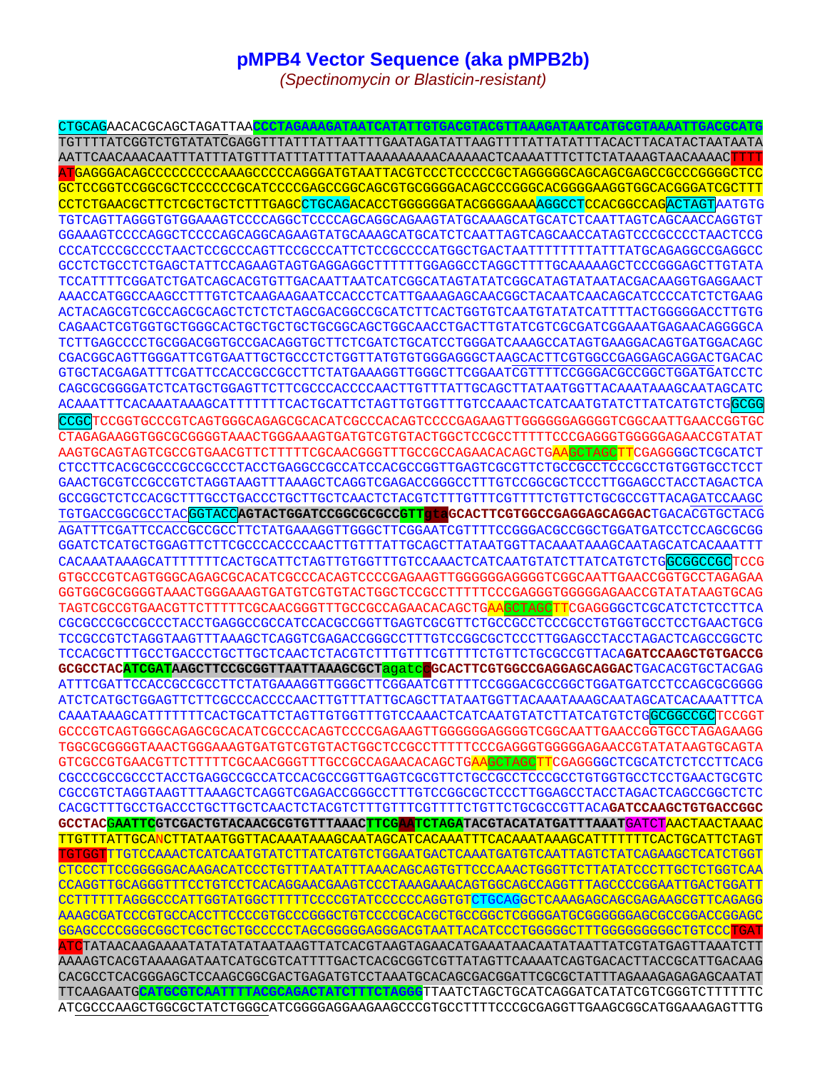# pMPB4 Vector Sequence (aka pMPB2b)

*(Spectinomycin or Blasticin-resistant)*

```
CTGCAGAACACGCAGCTAGATTAACCCTAGAAAGATAATCATATTGTGACGTACGTTAAAGATAATCATGCGTAAAATTGACGCATG
TGTTTTATCGGTCTGTATATCGAGGTTTATTTATTAATTTGAATAGATATTAAGTTTTATTATATTTACACTTACATACTAATAATA
AATTCAACAAACAATTTATTTATGTTTATTTATTTATTAAAAAAAAACAAAAACTCAAAATTTCTTCTATAAAGTAACAAAACTTTT
ATGAGGGACAGCCCCCCCCCAAAGCCCCCAGGGATGTAATTACGTCCCTCCCCCGCTAGGGGGCAGCAGCGAGCCGCCCGGGGCTCC
GCTCCGGTCCGGCGCTCCCCCCGCATCCCCGAGCCGGCAGCGTGCGGGGACAGCCCGGGCACGGGGAAGGTGGCACGGGATCGCTTT
CCTCTGAACGCTTCTCGCTGCTCTTTGAGCCTGCAGACACCTGGGGGGATACGGGGAAAAGGCCTCCACGGCCAGACTAGTAATGTG
TGTCAGTTAGGGTGTGGAAAGTCCCCAGGCTCCCCAGCAGGCAGAAGTATGCAAAGCATGCATCTCAATTAGTCAGCAACCAGGTGT
GGAAAGTCCCCAGGCTCCCCAGCAGGCAGAAGTATGCAAAGCATGCATCTCAATTAGTCAGCAACCATAGTCCCGCCCCTAACTCCG
CCCATCCCGCCCCTAACTCCGCCCAGTTCCGCCCATTCTCCGCCCCATGGCTGACTAATTTTTTTTATTTATGCAGAGGCCGAGGCC
GCCTCTGCCTCTGAGCTATTCCAGAAGTAGTGAGGAGGCTTTTTTGGAGGCCTAGGCTTTTGCAAAAAGCTCCCGGGAGCTTGTATA
TCCATTTTCGGATCTGATCAGCACGTGTTGACAATTAATCATCGGCATAGTATATCGGCATAGTATAATACGACAAGGTGAGGAACT
AAACCATGGCCAAGCCTTTGTCTCAAGAAGAATCCACCCTCATTGAAAGAGCAACGGCTACAATCAACAGCATCCCCATCTCTGAAG
ACTACAGCGTCGCCAGCGCAGCTCTCTCTAGCGACGGCCGCATCTTCACTGGTGTCAATGTATATCATTTTACTGGGGGACCTTGTG
CAGAACTCGTGGTGCTGGGCACTGCTGCTGCTGCGGCAGCTGGCAACCTGACTTGTATCGTCGCGATCGGAAATGAGAACAGGGGCA
TCTTGAGCCCCTGCGGACGGTGCCGACAGGTGCTTCTCGATCTGCATCCTGGGATCAAAGCCATAGTGAAGGACAGTGATGGACAGC
CGACGGCAGTTGGGATTCGTGAATTGCTGCCCTCTGGTTATGTGTGGGAGGGCTAAGCACTTCGTGGCCGAGGAGCAGGACTGACAC
GTGCTACGAGATTTCGATTCCACCGCCGCCTTCTATGAAAGGTTGGGCTTCGGAATCGTTTTCCGGGACGCCGGCTGGATGATCCTC
CAGCGCGGGGATCTCATGCTGGAGTTCTTCGCCCACCCCAACTTGTTTATTGCAGCTTATAATGGTTACAAATAAAGCAATAGCATC
ACAAATTTCACAAATAAAGCATTTTTTTCACTGCATTCTAGTTGTGGTTTGTCCAAACTCATCAATGTATCTTATCATGTCTGGCGG
CCGCTCCGGTGCCCGTCAGTGGGCAGAGCGCACATCGCCCACAGTCCCCGAGAAGTTGGGGGGAGGGGTCGGCAATTGAACCGGTGC
CTAGAGAAGGTGGCGCGGGGTAAACTGGGAAAGTGATGTCGTGTACTGGCTCCGCCTTTTTCCCGAGGGTGGGGGAGAACCGTATAT
AAGTGCAGTAGTCGCCGTGAACGTTCTTTTTCGCAACGGGTTTGCCGCCAGAACACAGCTGAAGCTAGCTTCGAGGGGCTCGCATCT
CTCCTTCACGCGCCCGCCGCCCTACCTGAGGCCGCCATCCACGCCGGTTGAGTCGCGTTCTGCCGCCTCCCGCCTGTGGTGCCTCCT
GAACTGCGTCCGCCGTCTAGGTAAGTTTAAAGCTCAGGTCGAGACCGGGCCTTTGTCCGGCGCTCCCTTGGAGCCTACCTAGACTCA
GCCGGCTCTCCACGCTTTGCCTGACCCTGCTTGCTCAACTCTACGTCTTTGTTTCGTTTTCTGTTCTGCGCCGTTACAGATCCAAGC
TGTGACCGGCGCCTACGGTACCAGTACTGGATCCGGCGCGCCGTTgtaGCACTTCGTGGCCGAGGAGCAGGACTGACACGTGCTACG
AGATTTCGATTCCACCGCCGCCTTCTATGAAAGGTTGGGCTTCGGAATCGTTTTCCGGGACGCCGGCTGGATGATCCTCCAGCGCGG
GGATCTCATGCTGGAGTTCTTCGCCCACCCCAACTTGTTTATTGCAGCTTATAATGGTTACAAATAAAGCAATAGCATCACAAATTT
CACAAATAAAGCATTTTTTTCACTGCATTCTAGTTGTGGTTTGTCCAAACTCATCAATGTATCTTATCATGTCTGGCGGCCGCTCCG
GTGCCCGTCAGTGGGCAGAGCGCACATCGCCCACAGTCCCCGAGAAGTTGGGGGGAGGGGTCGGCAATTGAACCGGTGCCTAGAGAA
GGTGGCGCGGGGTAAACTGGGAAAGTGATGTCGTGTACTGGCTCCGCCTTTTTCCCGAGGGTGGGGGAGAACCGTATATAAGTGCAG
TAGTCGCCGTGAACGTTCTTTTTCGCAACGGGTTTGCCGCCAGAACACAGCTGAAGCTAGCTTCGAGGGGCTCGCATCTCTCCTTCA
CGCGCCCGCCGCCCTACCTGAGGCCGCCATCCACGCCGGTTGAGTCGCGTTCTGCCGCCTCCCGCCTGTGGTGCCTCCTGAACTGCG
TCCGCCGTCTAGGTAAGTTTAAAGCTCAGGTCGAGACCGGGCCTTTGTCCGGCGCTCCCTTGGAGCCTACCTAGACTCAGCCGGCTC
TCCACGCTTTGCCTGACCCTGCTTGCTCAACTCTACGTCTTTGTTTCGTTTTCTGTTCTGCGCCGTTACAGATCCAAGCTGTGACCG
GCGCCTACATCGATAAGCTTCCGCGGTTAATTAAAGCGCTagatcGGCACTTCGTGGCCGAGGAGCAGGACTGACACGTGCTACGAG
ATTTCGATTCCACCGCCGCCTTCTATGAAAGGTTGGGCTTCGGAATCGTTTTCCGGGACGCCGGCTGGATGATCCTCCAGCGCGGGG
ATCTCATGCTGGAGTTCTTCGCCCACCCCAACTTGTTTATTGCAGCTTATAATGGTTACAAATAAAGCAATAGCATCACAAATTTCA
CAAATAAAGCATTTTTTTCACTGCATTCTAGTTGTGGTTTGTCCAAACTCATCAATGTATCTTATCATGTCTGGCGGCCGCTCCGGT
GCCCGTCAGTGGGCAGAGCGCACATCGCCCACAGTCCCCGAGAAGTTGGGGGGAGGGGTCGGCAATTGAACCGGTGCCTAGAGAAGG
TGGCGCGGGGTAAACTGGGAAAGTGATGTCGTGTACTGGCTCCGCCTTTTTCCCGAGGGTGGGGGAGAACCGTATATAAGTGCAGTA
GTCGCCGTGAACGTTCTTTTTCGCAACGGGTTTGCCGCCAGAACACAGCTGAAGCTAGCTTCGAGGGGCTCGCATCTCTCCTTCACG
CGCCCGCCGCCCTACCTGAGGCCGCCATCCACGCCGGTTGAGTCGCGTTCTGCCGCCTCCCGCCTGTGGTGCCTCCTGAACTGCGTC
CGCCGTCTAGGTAAGTTTAAAGCTCAGGTCGAGACCGGGCCTTTGTCCGGCGCTCCCTTGGAGCCTACCTAGACTCAGCCGGCTCTC
CACGCTTTGCCTGACCCTGCTTGCTCAACTCTACGTCTTTGTTTCGTTTTCTGTTCTGCGCCGTTACAGATCCAAGCTGTGACCGGC
GCCTACGAATTCGTCGACTGTACAACGCGTGTTTAAACTTCGAATCTAGATACGTACATATGATTTAAATGATCTAACTAACTAAAC
TTGTTTATTGCANCTTATAATGGTTACAAATAAAGCAATAGCATCACAAATTTCACAAATAAAGCATTTTTTTCACTGCATTCTAGT
TGTGGTTTGTCCAAACTCATCAATGTATCTTATCATGTCTGGAATGACTCAAATGATGTCAATTAGTCTATCAGAAGCTCATCTGGT
CTCCCTTCCGGGGGACAAGACATCCCTGTTTAATATTTAAACAGCAGTGTTCCCAAACTGGGTTCTTATATCCCTTGCTCTGGTCAA
CCAGGTTGCAGGGTTTCCTGTCCTCACAGGAACGAAGTCCCTAAAGAAACAGTGGCAGCCAGGTTTAGCCCCGGAATTGACTGGATT
CCTTTTTTAGGGCCCATTGGTATGGCTTTTTCCCCGTATCCCCCCAGGTGTCTGCAGGCTCAAAGAGCAGCGAGAAGCGTTCAGAGG
AAAGCGATCCCGTGCCACCTTCCCCGTGCCCGGGCTGTCCCCGCACGCTGCCGGCTCGGGGATGCGGGGGGAGCGCCGGACCGGAGC
GGAGCCCCGGGCGGCTCGCTGCTGCCCCCTAGCGGGGGAGGGACGTAATTACATCCCTGGGGGCTTTGGGGGGGGGCTGTCCCTGAT
ATCTATAACAAGAAAATATATATATAATAAGTTATCACGTAAGTAGAACATGAAATAACAATATAATTATCGTATGAGTTAAATCTT
AAAAGTCACGTAAAAGATAATCATGCGTCATTTTGACTCACGCGGTCGTTATAGTTCAAAATCAGTGACACTTACCGCATTGACAAG
CACGCCTCACGGGAGCTCCAAGCGGCGACTGAGATGTCCTAAATGCACAGCGACGGATTCGCGCTATTTAGAAAGAGAGAGCAATAT
TTCAAGAATGCATGCGTCAATTTTACGCAGACTATCTTTCTAGGGTTAATCTAGCTGCATCAGGATCATATCGTCGGGTCTTTTTTC
ATCGCCCAAGCTGGCGCTATCTGGGCATCGGGGAGGAAGAAGCCCGTGCCTTTTCCCGCGAGGTTGAAGCGGCATGGAAAGAGTTTG
```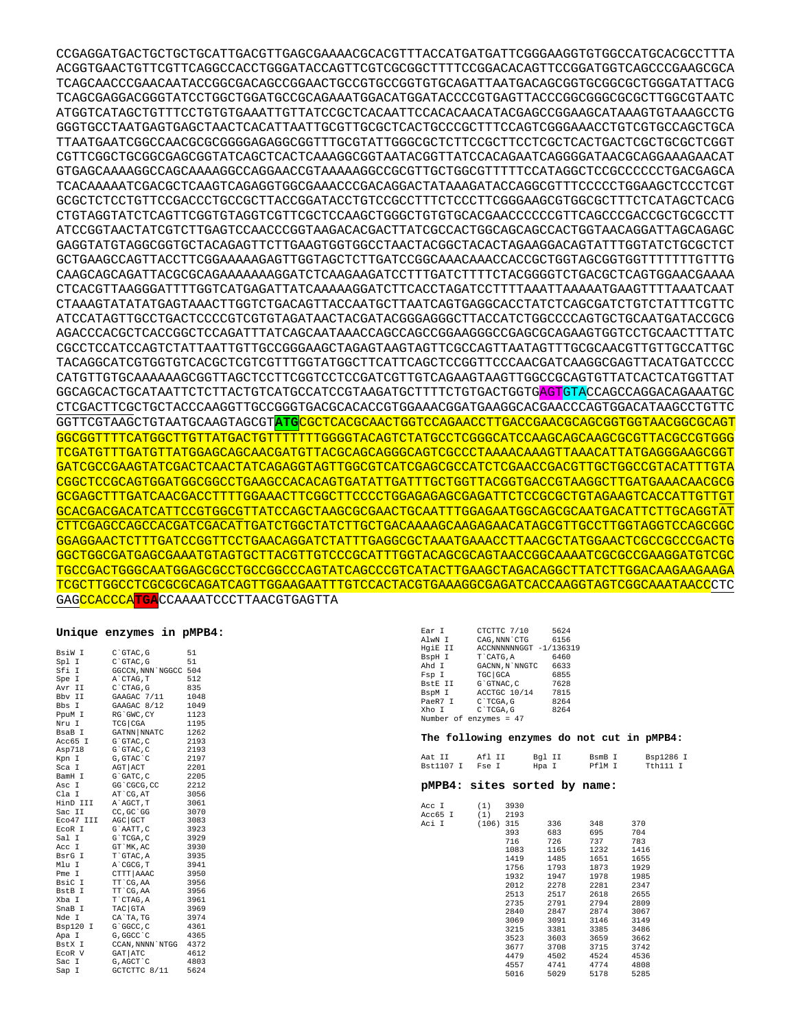```
CCGAGGATGACTGCTGCTGCATTGACGTTGAGCGAAAACGCACGTTTACCATGATGATTCGGGAAGGTGTGGCCATGCACGCCTTTA
ACGGTGAACTGTTCGTTCAGGCCACCTGGGATACCAGTTCGTCGCGGCTTTTCCGGACACAGTTCCGGATGGTCAGCCCGAAGCGCA
TCAGCAACCCGAACAATACCGGCGACAGCCGGAACTGCCGTGCCGGTGTGCAGATTAATGACAGCGGTGCGGCGCTGGGATATTACG
TCAGCGAGGACGGGTATCCTGGCTGGATGCCGCAGAAATGGACATGGATACCCCGTGAGTTACCCGGCGGGCGCGCTTGGCGTAATC
ATGGTCATAGCTGTTTCCTGTGTGAAATTGTTATCCGCTCACAATTCCACACAACATACGAGCCGGAAGCATAAAGTGTAAAGCCTG
GGGTGCCTAATGAGTGAGCTAACTCACATTAATTGCGTTGCGCTCACTGCCCGCTTTCCAGTCGGGAAACCTGTCGTGCCAGCTGCA
TTAATGAATCGGCCAACGCGCGGGGAGAGGCGGTTTGCGTATTGGGCGCTCTTCCGCTTCCTCGCTCACTGACTCGCTGCGCTCGGT
CGTTCGGCTGCGGCGAGCGGTATCAGCTCACTCAAAGGCGGTAATACGGTTATCCACAGAATCAGGGGATAACGCAGGAAAGAACAT
GTGAGCAAAAGGCCAGCAAAAGGCCAGGAACCGTAAAAAGGCCGCGTTGCTGGCGTTTTTCCATAGGCTCCGCCCCCCTGACGAGCA
TCACAAAAATCGACGCTCAAGTCAGAGGTGGCGAAACCCGACAGGACTATAAAGATACCAGGCGTTTCCCCCTGGAAGCTCCCTCGT
GCGCTCTCCTGTTCCGACCCTGCCGCTTACCGGATACCTGTCCGCCTTTCTCCCTTCGGGAAGCGTGGCGCTTTCTCATAGCTCACG
CTGTAGGTATCTCAGTTCGGTGTAGGTCGTTCGCTCCAAGCTGGGCTGTGTGCACGAACCCCCCGTTCAGCCCGACCGCTGCGCCTT
ATCCGGTAACTATCGTCTTGAGTCCAACCCGGTAAGACACGACTTATCGCCACTGGCAGCAGCCACTGGTAACAGGATTAGCAGAGC
GAGGTATGTAGGCGGTGCTACAGAGTTCTTGAAGTGGTGGCCTAACTACGGCTACACTAGAAGGACAGTATTTGGTATCTGCGCTCT
GCTGAAGCCAGTTACCTTCGGAAAAAGAGTTGGTAGCTCTTGATCCGGCAAACAAACCACCGCTGGTAGCGGTGGTTTTTTTGTTTG
CAAGCAGCAGATTACGCGCAGAAAAAAAGGATCTCAAGAAGATCCTTTGATCTTTTCTACGGGGTCTGACGCTCAGTGGAACGAAAA
CTCACGTTAAGGGATTTTGGTCATGAGATTATCAAAAAGGATCTTCACCTAGATCCTTTTAAATTAAAAATGAAGTTTTAAATCAAT
CTAAAGTATATATGAGTAAACTTGGTCTGACAGTTACCAATGCTTAATCAGTGAGGCACCTATCTCAGCGATCTGTCTATTTCGTTC
ATCCATAGTTGCCTGACTCCCCGTCGTGTAGATAACTACGATACGGGAGGGCTTACCATCTGGCCCCAGTGCTGCAATGATACCGCG
AGACCCACGCTCACCGGCTCCAGATTTATCAGCAATAAACCAGCCAGCCGGAAGGGCCGAGCGCAGAAGTGGTCCTGCAACTTTATC
CGCCTCCATCCAGTCTATTAATTGTTGCCGGGAAGCTAGAGTAAGTAGTTCGCCAGTTAATAGTTTGCGCAACGTTGTTGCCATTGC
TACAGGCATCGTGGTGTCACGCTCGTCGTTTGGTATGGCTTCATTCAGCTCCGGTTCCCAACGATCAAGGCGAGTTACATGATCCCC
CATGTTGTGCAAAAAAGCGGTTAGCTCCTTCGGTCCTCCGATCGTTGTCAGAAGTAAGTTGGCCGCAGTGTTATCACTCATGGTTAT
GGCAGCACTGCATAATTCTCTTACTGTCATGCCATCCGTAAGATGCTTTTCTGTGACTGGTGAGTGTACCAGCCAGGACAGAAATGC
CTCGACTTCGCTGCTACCCAAGGTTGCCGGGTGACGCACACCGTGGAAACGGATGAAGGCACGAACCCAGTGGACATAAGCCTGTTC
GGTTCGTAAGCTGTAATGCAAGTAGCGTATGCGCTCACGCAACTGGTCCAGAACCTTGACCGAACGCAGCGGTGGTAACGGCGCAGT
GGCGGTTTTCATGGCTTGTTATGACTGTTTTTTTGGGGTACAGTCTATGCCTCGGGCATCCAAGCAGCAAGCGCGTTACGCCGTGGG
TCGATGTTTGATGTTATGGAGCAGCAACGATGTTACGCAGCAGGGCAGTCGCCCTAAAACAAAGTTAAACATTATGAGGGAAGCGGT
GATCGCCGAAGTATCGACTCAACTATCAGAGGTAGTTGGCGTCATCGAGCGCCATCTCGAACCGACGTTGCTGGCCGTACATTTGTA
CGGCTCCGCAGTGGATGGCGGCCTGAAGCCACACAGTGATATTGATTTGCTGGTTACGGTGACCGTAAGGCTTGATGAAACAACGCG
GCGAGCTTTGATCAACGACCTTTTGGAAACTTCGGCTTCCCCTGGAGAGAGCGAGATTCTCCGCGCTGTAGAAGTCACCATTGTTGT
GCACGACGACATCATTCCGTGGCGTTATCCAGCTAAGCGCGAACTGCAATTTGGAGAATGGCAGCGCAATGACATTCTTGCAGGTAT
CTTCGAGCCAGCCACGATCGACATTGATCTGGCTATCTTGCTGACAAAAGCAAGAGAACATAGCGTTGCCTTGGTAGGTCCAGCGGC
GGAGGAACTCTTTGATCCGGTTCCTGAACAGGATCTATTTGAGGCGCTAAATGAAACCTTAACGCTATGGAACTCGCCGCCCGACTG
GGCTGGCGATGAGCGAAATGTAGTGCTTACGTTGTCCCGCATTTGGTACAGCGCAGTAACCGGCAAAATCGCGCCGAAGGATGTCGC
TGCCGACTGGGCAATGGAGCGCCTGCCGGCCCAGTATCAGCCCGTCATACTTGAAGCTAGACAGGCTTATCTTGGACAAGAAGAAGA
TCGCTTGGCCTCGCGCGCAGATCAGTTGGAAGAATTTGTCCACTACGTGAAAGGCGAGATCACCAAGGTAGTCGGCAAATAACCCTC
GAGCCACCCATGACCAAAATCCCTTAACGTGAGTTA
```

### Unique enzymes in pMPB4:

| Enzyme | Site | Position |
|---|---|---|
| BsiW I | C`GTAC,G | 51 |
| Spl I | C`GTAC,G | 51 |
| Sfi I | GGCCN,NNN`NGGCC | 504 |
| Spe I | A`CTAG,T | 512 |
| Avr II | C`CTAG,G | 835 |
| Bbv II | GAAGAC 7/11 | 1048 |
| Bbs I | GAAGAC 8/12 | 1049 |
| PpuM I | RG`GWC,CY | 1123 |
| Nru I | TCG\|CGA | 1195 |
| BsaB I | GATNN\|NNATC | 1262 |
| Acc65 I | G`GTAC,C | 2193 |
| Asp718 | G`GTAC,C | 2193 |
| Kpn I | G,GTAC`C | 2197 |
| Sca I | AGT\|ACT | 2201 |
| BamH I | G`GATC,C | 2205 |
| Asc I | GG`CGCG,CC | 2212 |
| Cla I | AT`CG,AT | 3056 |
| HinD III | A`AGCT,T | 3061 |
| Sac II | CC,GC`GG | 3070 |
| Eco47 III | AGC\|GCT | 3083 |
| EcoR I | G`AATT,C | 3923 |
| Sal I | G`TCGA,C | 3929 |
| Acc I | GT`MK,AC | 3930 |
| BsrG I | T`GTAC,A | 3935 |
| Mlu I | A`CGCG,T | 3941 |
| Pme I | CTTT\|AAAC | 3950 |
| BsiC I | TT`CG,AA | 3956 |
| BstB I | TT`CG,AA | 3956 |
| Xba I | T`CTAG,A | 3961 |
| SnaB I | TAC\|GTA | 3969 |
| Nde I | CA`TA,TG | 3974 |
| Bsp120 I | G`GGCC,C | 4361 |
| Apa I | G,GGCC`C | 4365 |
| BstX I | CCAN,NNNN`NTGG | 4372 |
| EcoR V | GAT\|ATC | 4612 |
| Sac I | G,AGCT`C | 4803 |
| Sap I | GCTCTTC 8/11 | 5624 |
| Ear I | CTCTTC 7/10 | 5624 |
| AlwN I | CAG,NNN`CTG | 6156 |
| HgiE II | ACCNNNNNNGGT -1/136319 | |
| BspH I | T`CATG,A | 6460 |
| Ahd I | GACNN,N`NNGTC | 6633 |
| Fsp I | TGC\|GCA | 6855 |
| BstE II | G`GTNAC,C | 7628 |
| BspM I | ACCTGC 10/14 | 7815 |
| PaeR7 I | C`TCGA,G | 8264 |
| Xho I | C`TCGA,G | 8264 |

Number of enzymes = 47

### The following enzymes do not cut in pMPB4:

| | | | | |
|---|---|---|---|---|
| Aat II | Afl II | Bgl II | BsmB I | Bsp1286 I |
| Bst1107 I | Fse I | Hpa I | PflM I | Tth111 I |

### pMPB4: sites sorted by name:

| Enzyme | Count | Positions | | | |
|---|---|---|---|---|---|
| Acc I | (1) | 3930 | | | |
| Acc65 I | (1) | 2193 | | | |
| Aci I | (106) | 315 | 336 | 348 | 370 |
| | | 393 | 683 | 695 | 704 |
| | | 716 | 726 | 737 | 783 |
| | | 1083 | 1165 | 1232 | 1416 |
| | | 1419 | 1485 | 1651 | 1655 |
| | | 1756 | 1793 | 1873 | 1929 |
| | | 1932 | 1947 | 1978 | 1985 |
| | | 2012 | 2278 | 2281 | 2347 |
| | | 2513 | 2517 | 2618 | 2655 |
| | | 2735 | 2791 | 2794 | 2809 |
| | | 2840 | 2847 | 2874 | 3067 |
| | | 3069 | 3091 | 3146 | 3149 |
| | | 3215 | 3381 | 3385 | 3486 |
| | | 3523 | 3603 | 3659 | 3662 |
| | | 3677 | 3708 | 3715 | 3742 |
| | | 4479 | 4502 | 4524 | 4536 |
| | | 4557 | 4741 | 4774 | 4808 |
| | | 5016 | 5029 | 5178 | 5285 |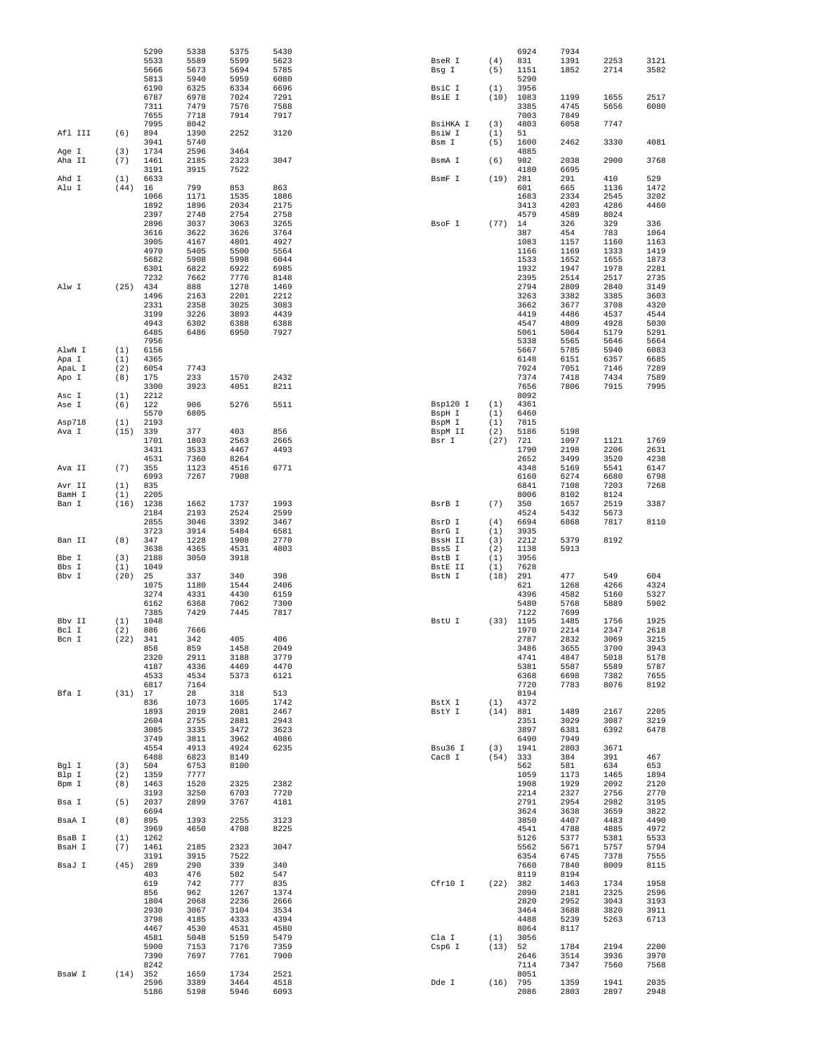| Enzyme | Count | Positions | | | |
|---|---|---|---|---|---|
| | | 5290 | 5338 | 5375 | 5430 |
| | | 5533 | 5589 | 5599 | 5623 |
| | | 5666 | 5673 | 5694 | 5785 |
| | | 5813 | 5940 | 5959 | 6080 |
| | | 6190 | 6325 | 6334 | 6696 |
| | | 6787 | 6978 | 7024 | 7291 |
| | | 7311 | 7479 | 7576 | 7588 |
| | | 7655 | 7718 | 7914 | 7917 |
| | | 7995 | 8042 | | |
| Afl III | (6) | 894 | 1390 | 2252 | 3120 |
| | | 3941 | 5740 | | |
| Age I | (3) | 1734 | 2596 | 3464 | |
| Aha II | (7) | 1461 | 2185 | 2323 | 3047 |
| | | 3191 | 3915 | 7522 | |
| Ahd I | (1) | 6633 | | | |
| Alu I | (44) | 16 | 799 | 853 | 863 |
| | | 1066 | 1171 | 1535 | 1886 |
| | | 1892 | 1896 | 2034 | 2175 |
| | | 2397 | 2748 | 2754 | 2758 |
| | | 2896 | 3037 | 3063 | 3265 |
| | | 3616 | 3622 | 3626 | 3764 |
| | | 3905 | 4167 | 4801 | 4927 |
| | | 4970 | 5405 | 5500 | 5564 |
| | | 5682 | 5908 | 5998 | 6044 |
| | | 6301 | 6822 | 6922 | 6985 |
| | | 7232 | 7662 | 7776 | 8148 |
| Alw I | (25) | 434 | 888 | 1278 | 1469 |
| | | 1496 | 2163 | 2201 | 2212 |
| | | 2331 | 2358 | 3025 | 3083 |
| | | 3199 | 3226 | 3893 | 4439 |
| | | 4943 | 6302 | 6388 | 6388 |
| | | 6485 | 6486 | 6950 | 7927 |
| | | 7956 | | | |
| AlwN I | (1) | 6156 | | | |
| Apa I | (1) | 4365 | | | |
| ApaL I | (2) | 6054 | 7743 | | |
| Apo I | (8) | 175 | 233 | 1570 | 2432 |
| | | 3300 | 3923 | 4051 | 8211 |
| Asc I | (1) | 2212 | | | |
| Ase I | (6) | 122 | 906 | 5276 | 5511 |
| | | 5570 | 6805 | | |
| Asp718 | (1) | 2193 | | | |
| Ava I | (15) | 339 | 377 | 403 | 856 |
| | | 1701 | 1803 | 2563 | 2665 |
| | | 3431 | 3533 | 4467 | 4493 |
| | | 4531 | 7360 | 8264 | |
| Ava II | (7) | 355 | 1123 | 4516 | 6771 |
| | | 6993 | 7267 | 7908 | |
| Avr II | (1) | 835 | | | |
| BamH I | (1) | 2205 | | | |
| Ban I | (16) | 1238 | 1662 | 1737 | 1993 |
| | | 2184 | 2193 | 2524 | 2599 |
| | | 2855 | 3046 | 3392 | 3467 |
| | | 3723 | 3914 | 5484 | 6581 |
| Ban II | (8) | 347 | 1228 | 1908 | 2770 |
| | | 3638 | 4365 | 4531 | 4803 |
| Bbe I | (3) | 2188 | 3050 | 3918 | |
| Bbs I | (1) | 1049 | | | |
| Bbv I | (20) | 25 | 337 | 340 | 398 |
| | | 1075 | 1180 | 1544 | 2406 |
| | | 3274 | 4331 | 4430 | 6159 |
| | | 6162 | 6368 | 7062 | 7300 |
| | | 7385 | 7429 | 7445 | 7817 |
| Bbv II | (1) | 1048 | | | |
| Bcl I | (2) | 886 | 7666 | | |
| Bcn I | (22) | 341 | 342 | 405 | 406 |
| | | 858 | 859 | 1458 | 2049 |
| | | 2320 | 2911 | 3188 | 3779 |
| | | 4187 | 4336 | 4469 | 4470 |
| | | 4533 | 4534 | 5373 | 6121 |
| | | 6817 | 7164 | | |
| Bfa I | (31) | 17 | 28 | 318 | 513 |
| | | 836 | 1073 | 1605 | 1742 |
| | | 1893 | 2019 | 2081 | 2467 |
| | | 2604 | 2755 | 2881 | 2943 |
| | | 3085 | 3335 | 3472 | 3623 |
| | | 3749 | 3811 | 3962 | 4086 |
| | | 4554 | 4913 | 4924 | 6235 |
| | | 6488 | 6823 | 8149 | |
| Bgl I | (3) | 504 | 6753 | 8100 | |
| Blp I | (2) | 1359 | 7777 | | |
| Bpm I | (8) | 1463 | 1520 | 2325 | 2382 |
| | | 3193 | 3250 | 6703 | 7720 |
| Bsa I | (5) | 2037 | 2899 | 3767 | 4181 |
| | | 6694 | | | |
| BsaA I | (8) | 895 | 1393 | 2255 | 3123 |
| | | 3969 | 4650 | 4708 | 8225 |
| BsaB I | (1) | 1262 | | | |
| BsaH I | (7) | 1461 | 2185 | 2323 | 3047 |
| | | 3191 | 3915 | 7522 | |
| BsaJ I | (45) | 289 | 290 | 339 | 340 |
| | | 403 | 476 | 502 | 547 |
| | | 619 | 742 | 777 | 835 |
| | | 856 | 962 | 1267 | 1374 |
| | | 1804 | 2068 | 2236 | 2666 |
| | | 2930 | 3067 | 3104 | 3534 |
| | | 3798 | 4185 | 4333 | 4394 |
| | | 4467 | 4530 | 4531 | 4580 |
| | | 4581 | 5048 | 5159 | 5479 |
| | | 5900 | 7153 | 7176 | 7359 |
| | | 7390 | 7697 | 7761 | 7900 |
| | | 8242 | | | |
| BsaW I | (14) | 352 | 1659 | 1734 | 2521 |
| | | 2596 | 3389 | 3464 | 4518 |
| | | 5186 | 5198 | 5946 | 6093 |
| | | 6924 | 7934 | | |
| BseR I | (4) | 831 | 1391 | 2253 | 3121 |
| Bsg I | (5) | 1151 | 1852 | 2714 | 3582 |
| | | 5290 | | | |
| BsiC I | (1) | 3956 | | | |
| BsiE I | (10) | 1083 | 1199 | 1655 | 2517 |
| | | 3385 | 4745 | 5656 | 6080 |
| | | 7003 | 7849 | | |
| BsiHKA I | (3) | 4803 | 6058 | 7747 | |
| BsiW I | (1) | 51 | | | |
| Bsm I | (5) | 1600 | 2462 | 3330 | 4081 |
| | | 4885 | | | |
| BsmA I | (6) | 982 | 2038 | 2900 | 3768 |
| | | 4180 | 6695 | | |
| BsmF I | (19) | 281 | 291 | 410 | 529 |
| | | 601 | 665 | 1136 | 1472 |
| | | 1683 | 2334 | 2545 | 3202 |
| | | 3413 | 4203 | 4286 | 4460 |
| | | 4579 | 4589 | 8024 | |
| BsoF I | (77) | 14 | 326 | 329 | 336 |
| | | 387 | 454 | 783 | 1064 |
| | | 1083 | 1157 | 1160 | 1163 |
| | | 1166 | 1169 | 1333 | 1419 |
| | | 1533 | 1652 | 1655 | 1873 |
| | | 1932 | 1947 | 1978 | 2281 |
| | | 2395 | 2514 | 2517 | 2735 |
| | | 2794 | 2809 | 2840 | 3149 |
| | | 3263 | 3382 | 3385 | 3603 |
| | | 3662 | 3677 | 3708 | 4320 |
| | | 4419 | 4486 | 4537 | 4544 |
| | | 4547 | 4809 | 4928 | 5030 |
| | | 5061 | 5064 | 5179 | 5291 |
| | | 5338 | 5565 | 5646 | 5664 |
| | | 5667 | 5785 | 5940 | 6083 |
| | | 6148 | 6151 | 6357 | 6685 |
| | | 7024 | 7051 | 7146 | 7289 |
| | | 7374 | 7418 | 7434 | 7589 |
| | | 7656 | 7806 | 7915 | 7995 |
| | | 8092 | | | |
| Bsp120 I | (1) | 4361 | | | |
| BspH I | (1) | 6460 | | | |
| BspM I | (1) | 7815 | | | |
| BspM II | (2) | 5186 | 5198 | | |
| Bsr I | (27) | 721 | 1097 | 1121 | 1769 |
| | | 1790 | 2198 | 2206 | 2631 |
| | | 2652 | 3499 | 3520 | 4238 |
| | | 4348 | 5169 | 5541 | 6147 |
| | | 6160 | 6274 | 6680 | 6798 |
| | | 6841 | 7108 | 7203 | 7268 |
| | | 8006 | 8102 | 8124 | |
| BsrB I | (7) | 350 | 1657 | 2519 | 3387 |
| | | 4524 | 5432 | 5673 | |
| BsrD I | (4) | 6694 | 6868 | 7817 | 8110 |
| BsrG I | (1) | 3935 | | | |
| BssH II | (3) | 2212 | 5379 | 8192 | |
| BssS I | (2) | 1138 | 5913 | | |
| BstB I | (1) | 3956 | | | |
| BstE II | (1) | 7628 | | | |
| BstN I | (18) | 291 | 477 | 549 | 604 |
| | | 621 | 1268 | 4266 | 4324 |
| | | 4396 | 4582 | 5160 | 5327 |
| | | 5480 | 5768 | 5889 | 5902 |
| | | 7122 | 7699 | | |
| BstU I | (33) | 1195 | 1485 | 1756 | 1925 |
| | | 1970 | 2214 | 2347 | 2618 |
| | | 2787 | 2832 | 3069 | 3215 |
| | | 3486 | 3655 | 3700 | 3943 |
| | | 4741 | 4847 | 5018 | 5178 |
| | | 5381 | 5587 | 5589 | 5787 |
| | | 6368 | 6698 | 7382 | 7655 |
| | | 7720 | 7783 | 8076 | 8192 |
| | | 8194 | | | |
| BstX I | (1) | 4372 | | | |
| BstY I | (14) | 881 | 1489 | 2167 | 2205 |
| | | 2351 | 3029 | 3087 | 3219 |
| | | 3897 | 6381 | 6392 | 6478 |
| | | 6490 | 7949 | | |
| Bsu36 I | (3) | 1941 | 2803 | 3671 | |
| Cac8 I | (54) | 333 | 384 | 391 | 467 |
| | | 562 | 581 | 634 | 653 |
| | | 1059 | 1173 | 1465 | 1894 |
| | | 1908 | 1929 | 2092 | 2120 |
| | | 2214 | 2327 | 2756 | 2770 |
| | | 2791 | 2954 | 2982 | 3195 |
| | | 3624 | 3638 | 3659 | 3822 |
| | | 3850 | 4407 | 4483 | 4490 |
| | | 4541 | 4788 | 4885 | 4972 |
| | | 5126 | 5377 | 5381 | 5533 |
| | | 5562 | 5671 | 5757 | 5794 |
| | | 6354 | 6745 | 7378 | 7555 |
| | | 7660 | 7840 | 8009 | 8115 |
| | | 8119 | 8194 | | |
| Cfr10 I | (22) | 382 | 1463 | 1734 | 1958 |
| | | 2090 | 2181 | 2325 | 2596 |
| | | 2820 | 2952 | 3043 | 3193 |
| | | 3464 | 3688 | 3820 | 3911 |
| | | 4488 | 5239 | 5263 | 6713 |
| | | 8064 | 8117 | | |
| Cla I | (1) | 3056 | | | |
| Csp6 I | (13) | 52 | 1784 | 2194 | 2200 |
| | | 2646 | 3514 | 3936 | 3970 |
| | | 7114 | 7347 | 7560 | 7568 |
| | | 8051 | | | |
| Dde I | (16) | 795 | 1359 | 1941 | 2035 |
| | | 2086 | 2803 | 2897 | 2948 |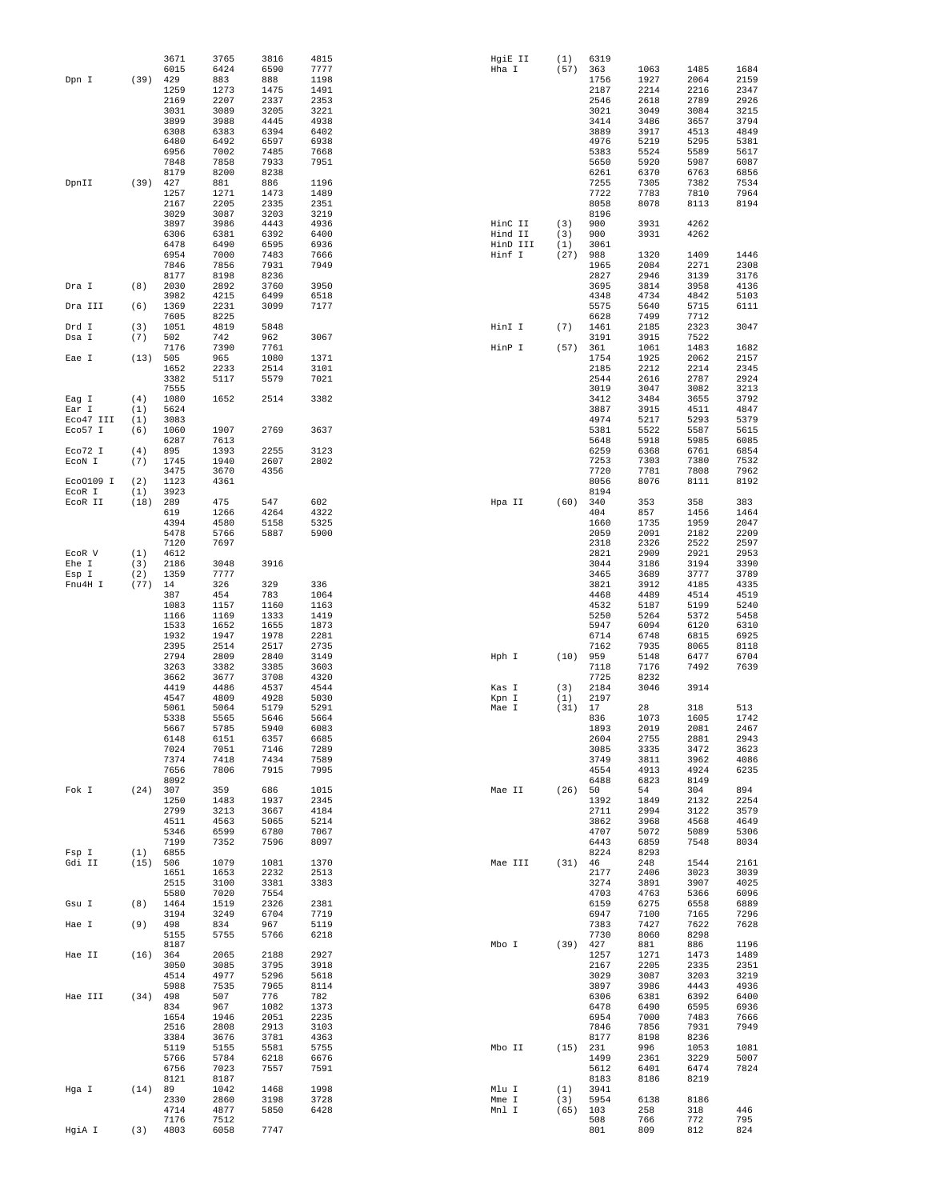```
                3671    3765    3816    4815
                6015    6424    6590    7777
Dpn I     (39)  429     883     888     1198
                1259    1273    1475    1491
                2169    2207    2337    2353
                3031    3089    3205    3221
                3899    3988    4445    4938
                6308    6383    6394    6402
                6480    6492    6597    6938
                6956    7002    7485    7668
                7848    7858    7933    7951
                8179    8200    8238
DpnII     (39)  427     881     886     1196
                1257    1271    1473    1489
                2167    2205    2335    2351
                3029    3087    3203    3219
                3897    3986    4443    4936
                6306    6381    6392    6400
                6478    6490    6595    6936
                6954    7000    7483    7666
                7846    7856    7931    7949
                8177    8198    8236
Dra I     (8)   2030    2892    3760    3950
                3982    4215    6499    6518
Dra III   (6)   1369    2231    3099    7177
                7605    8225
Drd I     (3)   1051    4819    5848
Dsa I     (7)   502     742     962     3067
                7176    7390    7761
Eae I     (13)  505     965     1080    1371
                1652    2233    2514    3101
                3382    5117    5579    7021
                7555
Eag I     (4)   1080    1652    2514    3382
Ear I     (1)   5624
Eco47 III (1)   3083
Eco57 I   (6)   1060    1907    2769    3637
                6287    7613
Eco72 I   (4)   895     1393    2255    3123
EcoN I    (7)   1745    1940    2607    2802
                3475    3670    4356
EcoO109 I (2)   1123    4361
EcoR I    (1)   3923
EcoR II   (18)  289     475     547     602
                619     1266    4264    4322
                4394    4580    5158    5325
                5478    5766    5887    5900
                7120    7697
EcoR V    (1)   4612
Ehe I     (3)   2186    3048    3916
Esp I     (2)   1359    7777
Fnu4H I   (77)  14      326     329     336
                387     454     783     1064
                1083    1157    1160    1163
                1166    1169    1333    1419
                1533    1652    1655    1873
                1932    1947    1978    2281
                2395    2514    2517    2735
                2794    2809    2840    3149
                3263    3382    3385    3603
                3662    3677    3708    4320
                4419    4486    4537    4544
                4547    4809    4928    5030
                5061    5064    5179    5291
                5338    5565    5646    5664
                5667    5785    5940    6083
                6148    6151    6357    6685
                7024    7051    7146    7289
                7374    7418    7434    7589
                7656    7806    7915    7995
                8092
Fok I     (24)  307     359     686     1015
                1250    1483    1937    2345
                2799    3213    3667    4184
                4511    4563    5065    5214
                5346    6599    6780    7067
                7199    7352    7596    8097
Fsp I     (1)   6855
Gdi II    (15)  506     1079    1081    1370
                1651    1653    2232    2513
                2515    3100    3381    3383
                5580    7020    7554
Gsu I     (8)   1464    1519    2326    2381
                3194    3249    6704    7719
Hae I     (9)   498     834     967     5119
                5155    5755    5766    6218
                8187
Hae II    (16)  364     2065    2188    2927
                3050    3085    3795    3918
                4514    4977    5296    5618
                5988    7535    7965    8114
Hae III   (34)  498     507     776     782
                834     967     1082    1373
                1654    1946    2051    2235
                2516    2808    2913    3103
                3384    3676    3781    4363
                5119    5155    5581    5755
                5766    5784    6218    6676
                6756    7023    7557    7591
                8121    8187
Hga I     (14)  89      1042    1468    1998
                2330    2860    3198    3728
                4714    4877    5850    6428
                7176    7512
HgiA I    (3)   4803    6058    7747
HgiE II   (1)   6319
Hha I     (57)  363     1063    1485    1684
                1756    1927    2064    2159
                2187    2214    2216    2347
                2546    2618    2789    2926
                3021    3049    3084    3215
                3414    3486    3657    3794
                3889    3917    4513    4849
                4976    5219    5295    5381
                5383    5524    5589    5617
                5650    5920    5987    6087
                6261    6370    6763    6856
                7255    7305    7382    7534
                7722    7783    7810    7964
                8058    8078    8113    8194
                8196
HinC II   (3)   900     3931    4262
Hind II   (3)   900     3931    4262
HinD III  (1)   3061
Hinf I    (27)  988     1320    1409    1446
                1965    2084    2271    2308
                2827    2946    3139    3176
                3695    3814    3958    4136
                4348    4734    4842    5103
                5575    5640    5715    6111
                6628    7499    7712
HinI I    (7)   1461    2185    2323    3047
                3191    3915    7522
HinP I    (57)  361     1061    1483    1682
                1754    1925    2062    2157
                2185    2212    2214    2345
                2544    2616    2787    2924
                3019    3047    3082    3213
                3412    3484    3655    3792
                3887    3915    4511    4847
                4974    5217    5293    5379
                5381    5522    5587    5615
                5648    5918    5985    6085
                6259    6368    6761    6854
                7253    7303    7380    7532
                7720    7781    7808    7962
                8056    8076    8111    8192
                8194
Hpa II    (60)  340     353     358     383
                404     857     1456    1464
                1660    1735    1959    2047
                2059    2091    2182    2209
                2318    2326    2522    2597
                2821    2909    2921    2953
                3044    3186    3194    3390
                3465    3689    3777    3789
                3821    3912    4185    4335
                4468    4489    4514    4519
                4532    5187    5199    5240
                5250    5264    5372    5458
                5947    6094    6120    6310
                6714    6748    6815    6925
                7162    7935    8065    8118
Hph I     (10)  959     5148    6477    6704
                7118    7176    7492    7639
                7725    8232
Kas I     (3)   2184    3046    3914
Kpn I     (1)   2197
Mae I     (31)  17      28      318     513
                836     1073    1605    1742
                1893    2019    2081    2467
                2604    2755    2881    2943
                3085    3335    3472    3623
                3749    3811    3962    4086
                4554    4913    4924    6235
                6488    6823    8149
Mae II    (26)  50      54      304     894
                1392    1849    2132    2254
                2711    2994    3122    3579
                3862    3968    4568    4649
                4707    5072    5089    5306
                6443    6859    7548    8034
                8224    8293
Mae III   (31)  46      248     1544    2161
                2177    2406    3023    3039
                3274    3891    3907    4025
                4703    4763    5366    6096
                6159    6275    6558    6889
                6947    7100    7165    7296
                7383    7427    7622    7628
                7730    8060    8298
Mbo I     (39)  427     881     886     1196
                1257    1271    1473    1489
                2167    2205    2335    2351
                3029    3087    3203    3219
                3897    3986    4443    4936
                6306    6381    6392    6400
                6478    6490    6595    6936
                6954    7000    7483    7666
                7846    7856    7931    7949
                8177    8198    8236
Mbo II    (15)  231     996     1053    1081
                1499    2361    3229    5007
                5612    6401    6474    7824
                8183    8186    8219
Mlu I     (1)   3941
Mme I     (3)   5954    6138    8186
Mnl I     (65)  103     258     318     446
                508     766     772     795
                801     809     812     824
```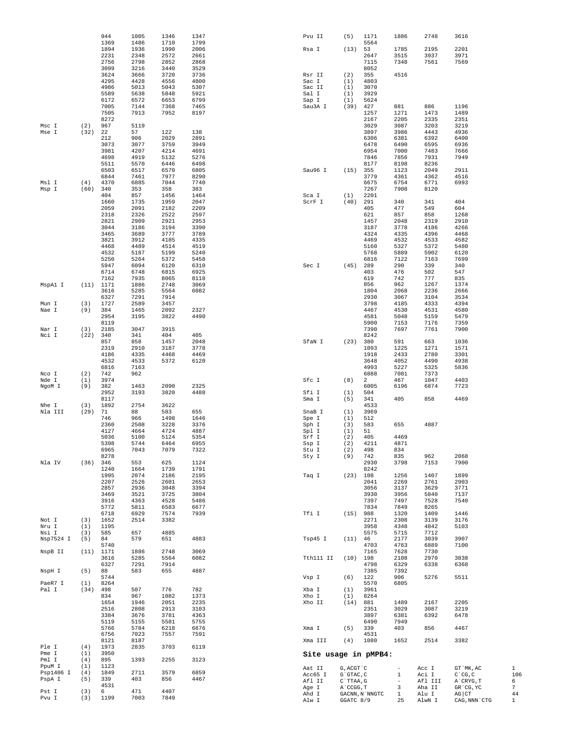| Enzyme | Count | Positions | | | |
|---|---|---|---|---|---|
| | | 944 | 1005 | 1346 | 1347 |
| | | 1369 | 1486 | 1710 | 1799 |
| | | 1894 | 1936 | 1990 | 2006 |
| | | 2231 | 2348 | 2572 | 2661 |
| | | 2756 | 2798 | 2852 | 2868 |
| | | 3099 | 3216 | 3440 | 3529 |
| | | 3624 | 3666 | 3720 | 3736 |
| | | 4295 | 4428 | 4556 | 4800 |
| | | 4986 | 5013 | 5043 | 5307 |
| | | 5589 | 5638 | 5848 | 5921 |
| | | 6172 | 6572 | 6653 | 6799 |
| | | 7005 | 7144 | 7368 | 7465 |
| | | 7505 | 7913 | 7952 | 8197 |
| | | 8272 | | | |
| Msc I | (2) | 967 | 5119 | | |
| Mse I | (32) | 22 | 57 | 122 | 138 |
| | | 212 | 906 | 2029 | 2891 |
| | | 3073 | 3077 | 3759 | 3949 |
| | | 3981 | 4207 | 4214 | 4691 |
| | | 4698 | 4919 | 5132 | 5276 |
| | | 5511 | 5570 | 6446 | 6498 |
| | | 6503 | 6517 | 6570 | 6805 |
| | | 6844 | 7461 | 7977 | 8290 |
| Msl I | (4) | 4370 | 6885 | 7044 | 7740 |
| Msp I | (60) | 340 | 353 | 358 | 383 |
| | | 404 | 857 | 1456 | 1464 |
| | | 1660 | 1735 | 1959 | 2047 |
| | | 2059 | 2091 | 2182 | 2209 |
| | | 2318 | 2326 | 2522 | 2597 |
| | | 2821 | 2909 | 2921 | 2953 |
| | | 3044 | 3186 | 3194 | 3390 |
| | | 3465 | 3689 | 3777 | 3789 |
| | | 3821 | 3912 | 4185 | 4335 |
| | | 4468 | 4489 | 4514 | 4519 |
| | | 4532 | 5187 | 5199 | 5240 |
| | | 5250 | 5264 | 5372 | 5458 |
| | | 5947 | 6094 | 6120 | 6310 |
| | | 6714 | 6748 | 6815 | 6925 |
| | | 7162 | 7935 | 8065 | 8118 |
| MspA1 I | (11) | 1171 | 1886 | 2748 | 3069 |
| | | 3616 | 5285 | 5564 | 6082 |
| | | 6327 | 7291 | 7914 | |
| Mun I | (3) | 1727 | 2589 | 3457 | |
| Nae I | (9) | 384 | 1465 | 2092 | 2327 |
| | | 2954 | 3195 | 3822 | 4490 |
| | | 8119 | | | |
| Nar I | (3) | 2185 | 3047 | 3915 | |
| Nci I | (22) | 340 | 341 | 404 | 405 |
| | | 857 | 858 | 1457 | 2048 |
| | | 2319 | 2910 | 3187 | 3778 |
| | | 4186 | 4335 | 4468 | 4469 |
| | | 4532 | 4533 | 5372 | 6120 |
| | | 6816 | 7163 | | |
| Nco I | (2) | 742 | 962 | | |
| Nde I | (1) | 3974 | | | |
| NgoM I | (9) | 382 | 1463 | 2090 | 2325 |
| | | 2952 | 3193 | 3820 | 4488 |
| | | 8117 | | | |
| Nhe I | (3) | 1892 | 2754 | 3622 | |
| Nla III | (29) | 71 | 88 | 583 | 655 |
| | | 746 | 966 | 1498 | 1646 |
| | | 2360 | 2508 | 3228 | 3376 |
| | | 4127 | 4664 | 4724 | 4887 |
| | | 5036 | 5100 | 5124 | 5354 |
| | | 5398 | 5744 | 6464 | 6955 |
| | | 6965 | 7043 | 7079 | 7322 |
| | | 8278 | | | |
| Nla IV | (36) | 346 | 553 | 625 | 1124 |
| | | 1240 | 1664 | 1739 | 1791 |
| | | 1995 | 2074 | 2186 | 2195 |
| | | 2207 | 2526 | 2601 | 2653 |
| | | 2857 | 2936 | 3048 | 3394 |
| | | 3469 | 3521 | 3725 | 3804 |
| | | 3916 | 4363 | 4528 | 5486 |
| | | 5772 | 5811 | 6583 | 6677 |
| | | 6718 | 6929 | 7574 | 7939 |
| Not I | (3) | 1652 | 2514 | 3382 | |
| Nru I | (1) | 1195 | | | |
| Nsi I | (3) | 585 | 657 | 4885 | |
| Nsp7524 I | (5) | 84 | 579 | 651 | 4883 |
| | | 5740 | | | |
| NspB II | (11) | 1171 | 1886 | 2748 | 3069 |
| | | 3616 | 5285 | 5564 | 6082 |
| | | 6327 | 7291 | 7914 | |
| NspH I | (5) | 88 | 583 | 655 | 4887 |
| | | 5744 | | | |
| PaeR7 I | (1) | 8264 | | | |
| Pal I | (34) | 498 | 507 | 776 | 782 |
| | | 834 | 967 | 1082 | 1373 |
| | | 1654 | 1946 | 2051 | 2235 |
| | | 2516 | 2808 | 2913 | 3103 |
| | | 3384 | 3676 | 3781 | 4363 |
| | | 5119 | 5155 | 5581 | 5755 |
| | | 5766 | 5784 | 6218 | 6676 |
| | | 6756 | 7023 | 7557 | 7591 |
| | | 8121 | 8187 | | |
| Ple I | (4) | 1973 | 2835 | 3703 | 6119 |
| Pme I | (1) | 3950 | | | |
| Pml I | (4) | 895 | 1393 | 2255 | 3123 |
| PpuM I | (1) | 1123 | | | |
| Psp1406 I | (4) | 1849 | 2711 | 3579 | 6859 |
| PspA I | (5) | 339 | 403 | 856 | 4467 |
| | | 4531 | | | |
| Pst I | (3) | 6 | 471 | 4407 | |
| Pvu I | (3) | 1199 | 7003 | 7849 | |
| Pvu II | (5) | 1171 | 1886 | 2748 | 3616 |
| | | 5564 | | | |
| Rsa I | (13) | 53 | 1785 | 2195 | 2201 |
| | | 2647 | 3515 | 3937 | 3971 |
| | | 7115 | 7348 | 7561 | 7569 |
| | | 8052 | | | |
| Rsr II | (2) | 355 | 4516 | | |
| Sac I | (1) | 4803 | | | |
| Sac II | (1) | 3070 | | | |
| Sal I | (1) | 3929 | | | |
| Sap I | (1) | 5624 | | | |
| Sau3A I | (39) | 427 | 881 | 886 | 1196 |
| | | 1257 | 1271 | 1473 | 1489 |
| | | 2167 | 2205 | 2335 | 2351 |
| | | 3029 | 3087 | 3203 | 3219 |
| | | 3897 | 3986 | 4443 | 4936 |
| | | 6306 | 6381 | 6392 | 6400 |
| | | 6478 | 6490 | 6595 | 6936 |
| | | 6954 | 7000 | 7483 | 7666 |
| | | 7846 | 7856 | 7931 | 7949 |
| | | 8177 | 8198 | 8236 | |
| Sau96 I | (15) | 355 | 1123 | 2049 | 2911 |
| | | 3779 | 4361 | 4362 | 4516 |
| | | 6675 | 6754 | 6771 | 6993 |
| | | 7267 | 7908 | 8120 | |
| Sca I | (1) | 2201 | | | |
| ScrF I | (40) | 291 | 340 | 341 | 404 |
| | | 405 | 477 | 549 | 604 |
| | | 621 | 857 | 858 | 1268 |
| | | 1457 | 2048 | 2319 | 2910 |
| | | 3187 | 3778 | 4186 | 4266 |
| | | 4324 | 4335 | 4396 | 4468 |
| | | 4469 | 4532 | 4533 | 4582 |
| | | 5160 | 5327 | 5372 | 5480 |
| | | 5768 | 5889 | 5902 | 6120 |
| | | 6816 | 7122 | 7163 | 7699 |
| Sec I | (45) | 289 | 290 | 339 | 340 |
| | | 403 | 476 | 502 | 547 |
| | | 619 | 742 | 777 | 835 |
| | | 856 | 962 | 1267 | 1374 |
| | | 1804 | 2068 | 2236 | 2666 |
| | | 2930 | 3067 | 3104 | 3534 |
| | | 3798 | 4185 | 4333 | 4394 |
| | | 4467 | 4530 | 4531 | 4580 |
| | | 4581 | 5048 | 5159 | 5479 |
| | | 5900 | 7153 | 7176 | 7359 |
| | | 7390 | 7697 | 7761 | 7900 |
| | | 8242 | | | |
| SfaN I | (23) | 380 | 591 | 663 | 1036 |
| | | 1093 | 1225 | 1271 | 1571 |
| | | 1918 | 2433 | 2780 | 3301 |
| | | 3648 | 4052 | 4490 | 4938 |
| | | 4993 | 5227 | 5325 | 5836 |
| | | 6888 | 7081 | 7373 | |
| Sfc I | (8) | 2 | 467 | 1047 | 4403 |
| | | 6005 | 6196 | 6874 | 7723 |
| Sfi I | (1) | 504 | | | |
| Sma I | (5) | 341 | 405 | 858 | 4469 |
| | | 4533 | | | |
| SnaB I | (1) | 3969 | | | |
| Spe I | (1) | 512 | | | |
| Sph I | (3) | 583 | 655 | 4887 | |
| Spl I | (1) | 51 | | | |
| Srf I | (2) | 405 | 4469 | | |
| Ssp I | (2) | 4211 | 4871 | | |
| Stu I | (2) | 498 | 834 | | |
| Sty I | (9) | 742 | 835 | 962 | 2068 |
| | | 2930 | 3798 | 7153 | 7900 |
| | | 8242 | | | |
| Taq I | (23) | 108 | 1256 | 1407 | 1899 |
| | | 2041 | 2269 | 2761 | 2903 |
| | | 3056 | 3137 | 3629 | 3771 |
| | | 3930 | 3956 | 5840 | 7137 |
| | | 7397 | 7497 | 7528 | 7540 |
| | | 7834 | 7849 | 8265 | |
| Tfi I | (15) | 988 | 1320 | 1409 | 1446 |
| | | 2271 | 2308 | 3139 | 3176 |
| | | 3958 | 4348 | 4842 | 5103 |
| | | 5575 | 5715 | 7712 | |
| Tsp45 I | (11) | 46 | 2177 | 3039 | 3907 |
| | | 4703 | 4763 | 6889 | 7100 |
| | | 7165 | 7628 | 7730 | |
| Tth111 II | (10) | 198 | 2108 | 2970 | 3838 |
| | | 4798 | 6329 | 6338 | 6368 |
| | | 7385 | 7392 | | |
| Vsp I | (6) | 122 | 906 | 5276 | 5511 |
| | | 5570 | 6805 | | |
| Xba I | (1) | 3961 | | | |
| Xho I | (1) | 8264 | | | |
| Xho II | (14) | 881 | 1489 | 2167 | 2205 |
| | | 2351 | 3029 | 3087 | 3219 |
| | | 3897 | 6381 | 6392 | 6478 |
| | | 6490 | 7949 | | |
| Xma I | (5) | 339 | 403 | 856 | 4467 |
| | | 4531 | | | |
| Xma III | (4) | 1080 | 1652 | 2514 | 3382 |

## Site usage in pMPB4:

| Enzyme | Site | Count | Enzyme | Site | Count |
|---|---|---|---|---|---|
| Aat II | G,ACGT`C | - | Acc I | GT`MK,AC | 1 |
| Acc65 I | G`GTAC,C | 1 | Aci I | C`CG,C | 106 |
| Afl II | C`TTAA,G | - | Afl III | A`CRYG,T | 6 |
| Age I | A`CCGG,T | 3 | Aha II | GR`CG,YC | 7 |
| Ahd I | GACNN,N`NNGTC | 1 | Alu I | AG\|CT | 44 |
| Alw I | GGATC 8/9 | 25 | AlwN I | CAG,NNN`CTG | 1 |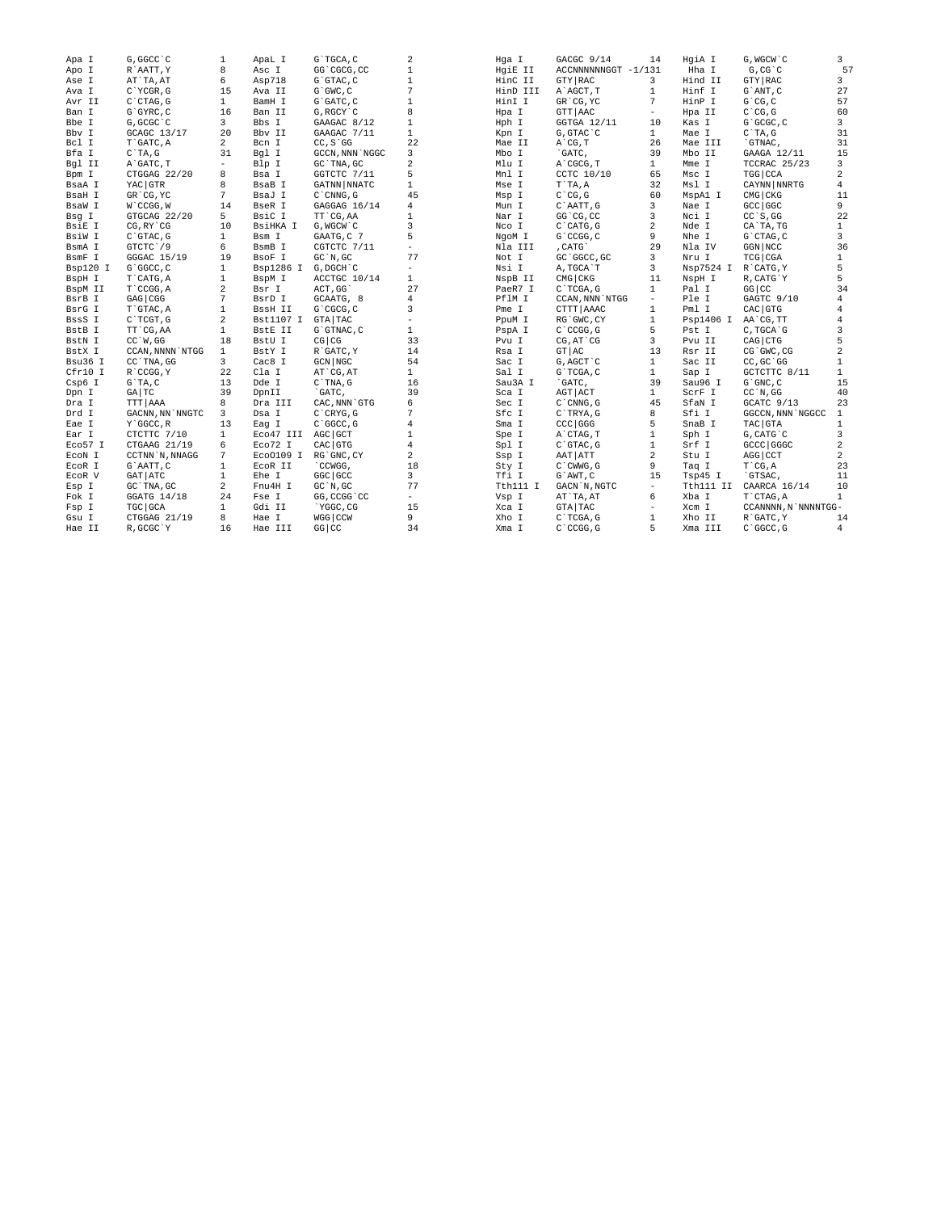| | | | | | | | | | | | |
|---|---|---|---|---|---|---|---|---|---|---|---|
| Apa I | G,GGCC`C | 1 | ApaL I | G`TGCA,C | 2 | Hga I | GACGC 9/14 | 14 | HgiA I | G,WGCW`C | 3 |
| Apo I | R`AATT,Y | 8 | Asc I | GG`CGCG,CC | 1 | HgiE II | ACCNNNNNNGGT -1/131 | | Hha I | G,CG`C | 57 |
| Ase I | AT`TA,AT | 6 | Asp718 | G`GTAC,C | 1 | HinC II | GTY\|RAC | 3 | Hind II | GTY\|RAC | 3 |
| Ava I | C`YCGR,G | 15 | Ava II | G`GWC,C | 7 | HinD III | A`AGCT,T | 1 | Hinf I | G`ANT,C | 27 |
| Avr II | C`CTAG,G | 1 | BamH I | G`GATC,C | 1 | HinI I | GR`CG,YC | 7 | HinP I | G`CG,C | 57 |
| Ban I | G`GYRC,C | 16 | Ban II | G,RGCY`C | 8 | Hpa I | GTT\|AAC | - | Hpa II | C`CG,G | 60 |
| Bbe I | G,GCGC`C | 3 | Bbs I | GAAGAC 8/12 | 1 | Hph I | GGTGA 12/11 | 10 | Kas I | G`GCGC,C | 3 |
| Bbv I | GCAGC 13/17 | 20 | Bbv II | GAAGAC 7/11 | 1 | Kpn I | G,GTAC`C | 1 | Mae I | C`TA,G | 31 |
| Bcl I | T`GATC,A | 2 | Bcn I | CC,S`GG | 22 | Mae II | A`CG,T | 26 | Mae III | `GTNAC, | 31 |
| Bfa I | C`TA,G | 31 | Bgl I | GCCN,NNN`NGGC | 3 | Mbo I | `GATC, | 39 | Mbo II | GAAGA 12/11 | 15 |
| Bgl II | A`GATC,T | - | Blp I | GC`TNA,GC | 2 | Mlu I | A`CGCG,T | 1 | Mme I | TCCRAC 25/23 | 3 |
| Bpm I | CTGGAG 22/20 | 8 | Bsa I | GGTCTC 7/11 | 5 | Mnl I | CCTC 10/10 | 65 | Msc I | TGG\|CCA | 2 |
| BsaA I | YAC\|GTR | 8 | BsaB I | GATNN\|NNATC | 1 | Mse I | T`TA,A | 32 | Msl I | CAYNN\|NNRTG | 4 |
| BsaH I | GR`CG,YC | 7 | BsaJ I | C`CNNG,G | 45 | Msp I | C`CG,G | 60 | MspA1 I | CMG\|CKG | 11 |
| BsaW I | W`CCGG,W | 14 | BseR I | GAGGAG 16/14 | 4 | Mun I | C`AATT,G | 3 | Nae I | GCC\|GGC | 9 |
| Bsg I | GTGCAG 22/20 | 5 | BsiC I | TT`CG,AA | 1 | Nar I | GG`CG,CC | 3 | Nci I | CC`S,GG | 22 |
| BsiE I | CG,RY`CG | 10 | BsiHKA I | G,WGCW`C | 3 | Nco I | C`CATG,G | 2 | Nde I | CA`TA,TG | 1 |
| BsiW I | C`GTAC,G | 1 | Bsm I | GAATG,C 7 | 5 | NgoM I | G`CCGG,C | 9 | Nhe I | G`CTAG,C | 3 |
| BsmA I | GTCTC`/9 | 6 | BsmB I | CGTCTC 7/11 | - | Nla III | ,CATG` | 29 | Nla IV | GGN\|NCC | 36 |
| BsmF I | GGGAC 15/19 | 19 | BsoF I | GC`N,GC | 77 | Not I | GC`GGCC,GC | 3 | Nru I | TCG\|CGA | 1 |
| Bsp120 I | G`GGCC,C | 1 | Bsp1286 I | G,DGCH`C | - | Nsi I | A,TGCA`T | 3 | Nsp7524 I | R`CATG,Y | 5 |
| BspH I | T`CATG,A | 1 | BspM I | ACCTGC 10/14 | 1 | NspB II | CMG\|CKG | 11 | NspH I | R,CATG`Y | 5 |
| BspM II | T`CCGG,A | 2 | Bsr I | ACT,GG` | 27 | PaeR7 I | C`TCGA,G | 1 | Pal I | GG\|CC | 34 |
| BsrB I | GAG\|CGG | 7 | BsrD I | GCAATG, 8 | 4 | PflM I | CCAN,NNN`NTGG | - | Ple I | GAGTC 9/10 | 4 |
| BsrG I | T`GTAC,A | 1 | BssH II | G`CGCG,C | 3 | Pme I | CTTT\|AAAC | 1 | Pml I | CAC\|GTG | 4 |
| BssS I | C`TCGT,G | 2 | Bst1107 I | GTA\|TAC | - | PpuM I | RG`GWC,CY | 1 | Psp1406 I | AA`CG,TT | 4 |
| BstB I | TT`CG,AA | 1 | BstE II | G`GTNAC,C | 1 | PspA I | C`CCGG,G | 5 | Pst I | C,TGCA`G | 3 |
| BstN I | CC`W,GG | 18 | BstU I | CG\|CG | 33 | Pvu I | CG,AT`CG | 3 | Pvu II | CAG\|CTG | 5 |
| BstX I | CCAN,NNNN`NTGG | 1 | BstY I | R`GATC,Y | 14 | Rsa I | GT\|AC | 13 | Rsr II | CG`GWC,CG | 2 |
| Bsu36 I | CC`TNA,GG | 3 | Cac8 I | GCN\|NGC | 54 | Sac I | G,AGCT`C | 1 | Sac II | CC,GC`GG | 1 |
| Cfr10 I | R`CCGG,Y | 22 | Cla I | AT`CG,AT | 1 | Sal I | G`TCGA,C | 1 | Sap I | GCTCTTC 8/11 | 1 |
| Csp6 I | G`TA,C | 13 | Dde I | C`TNA,G | 16 | Sau3A I | `GATC, | 39 | Sau96 I | G`GNC,C | 15 |
| Dpn I | GA\|TC | 39 | DpnII | `GATC, | 39 | Sca I | AGT\|ACT | 1 | ScrF I | CC`N,GG | 40 |
| Dra I | TTT\|AAA | 8 | Dra III | CAC,NNN`GTG | 6 | Sec I | C`CNNG,G | 45 | SfaN I | GCATC 9/13 | 23 |
| Drd I | GACNN,NN`NNGTC | 3 | Dsa I | C`CRYG,G | 7 | Sfc I | C`TRYA,G | 8 | Sfi I | GGCCN,NNN`NGGCC | 1 |
| Eae I | Y`GGCC,R | 13 | Eag I | C`GGCC,G | 4 | Sma I | CCC\|GGG | 5 | SnaB I | TAC\|GTA | 1 |
| Ear I | CTCTTC 7/10 | 1 | Eco47 III | AGC\|GCT | 1 | Spe I | A`CTAG,T | 1 | Sph I | G,CATG`C | 3 |
| Eco57 I | CTGAAG 21/19 | 6 | Eco72 I | CAC\|GTG | 4 | Spl I | C`GTAC,G | 1 | Srf I | GCCC\|GGGC | 2 |
| EcoN I | CCTNN`N,NNAGG | 7 | Eco0109 I | RG`GNC,CY | 2 | Ssp I | AAT\|ATT | 2 | Stu I | AGG\|CCT | 2 |
| EcoR I | G`AATT,C | 1 | EcoR II | `CCWGG, | 18 | Sty I | C`CWWG,G | 9 | Taq I | T`CG,A | 23 |
| EcoR V | GAT\|ATC | 1 | Ehe I | GGC\|GCC | 3 | Tfi I | G`AWT,C | 15 | Tsp45 I | `GTSAC, | 11 |
| Esp I | GC`TNA,GC | 2 | Fnu4H I | GC`N,GC | 77 | Tth111 I | GACN`N,NGTC | - | Tth111 II | CAARCA 16/14 | 10 |
| Fok I | GGATG 14/18 | 24 | Fse I | GG,CCGG`CC | - | Vsp I | AT`TA,AT | 6 | Xba I | T`CTAG,A | 1 |
| Fsp I | TGC\|GCA | 1 | Gdi II | `YGGC,CG | 15 | Xca I | GTA\|TAC | - | Xcm I | CCANNNN,N`NNNNTGG | - |
| Gsu I | CTGGAG 21/19 | 8 | Hae I | WGG\|CCW | 9 | Xho I | C`TCGA,G | 1 | Xho II | R`GATC,Y | 14 |
| Hae II | R,GCGC`Y | 16 | Hae III | GG\|CC | 34 | Xma I | C`CCGG,G | 5 | Xma III | C`GGCC,G | 4 |